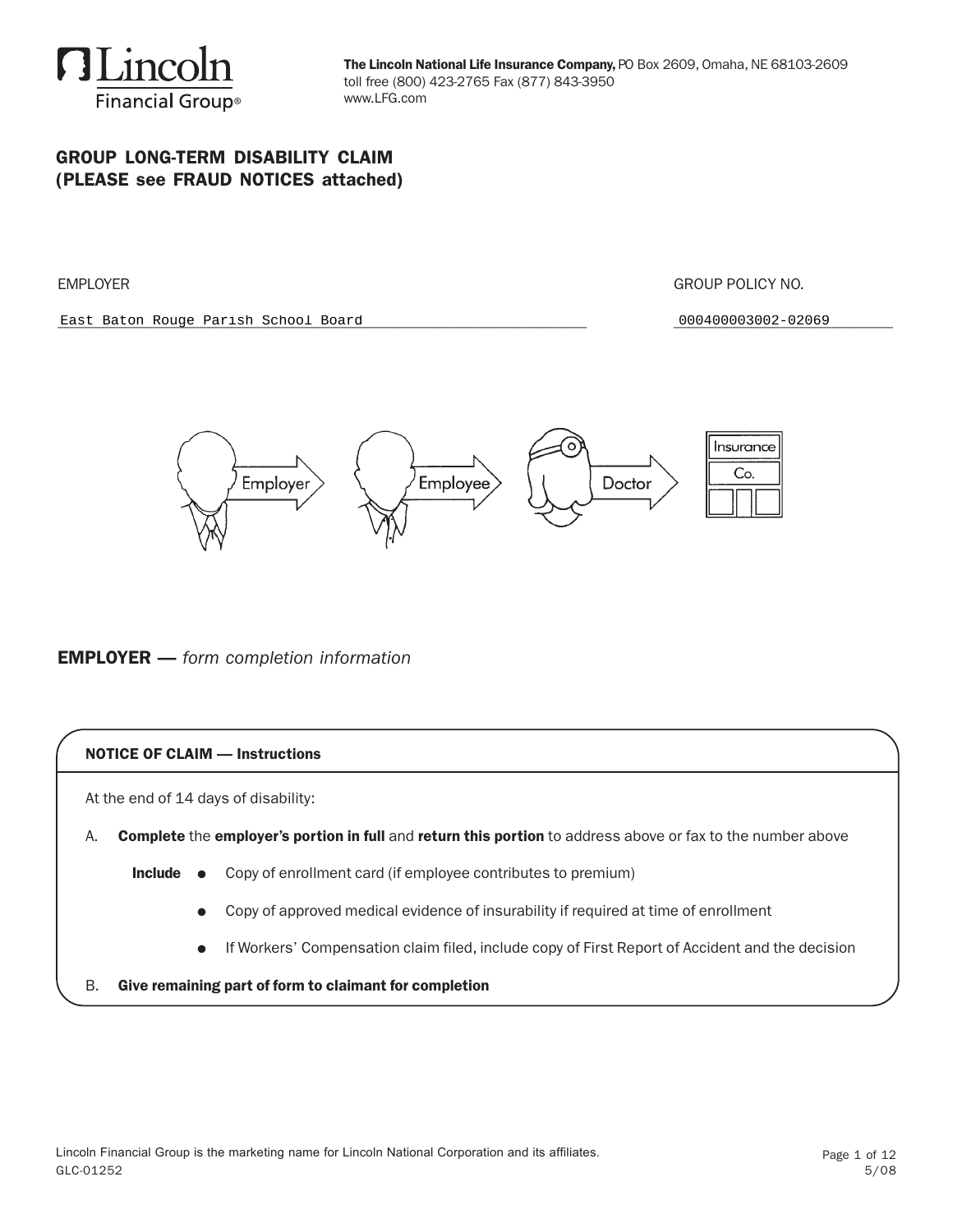**The Lincoln National Life Insurance Company,** PO Box 2609, Omaha, NE 68103-2609
toll free (800) 423-2765 Fax (877) 843-3950
www.LFG.com

## GROUP LONG-TERM DISABILITY CLAIM (PLEASE see FRAUD NOTICES attached)

| EMPLOYER | GROUP POLICY NO. |
| --- | --- |
| East Baton Rouge Parish School Board | 000400003002-02069 |

Employer → Employee → Doctor → Insurance Co.

## EMPLOYER — *form completion information*

### NOTICE OF CLAIM — Instructions

At the end of 14 days of disability:

A. **Complete** the **employer's portion in full** and **return this portion** to address above or fax to the number above

**Include**
- Copy of enrollment card (if employee contributes to premium)
- Copy of approved medical evidence of insurability if required at time of enrollment
- If Workers' Compensation claim filed, include copy of First Report of Accident and the decision

B. **Give remaining part of form to claimant for completion**

Lincoln Financial Group is the marketing name for Lincoln National Corporation and its affiliates.
GLC-01252 5/08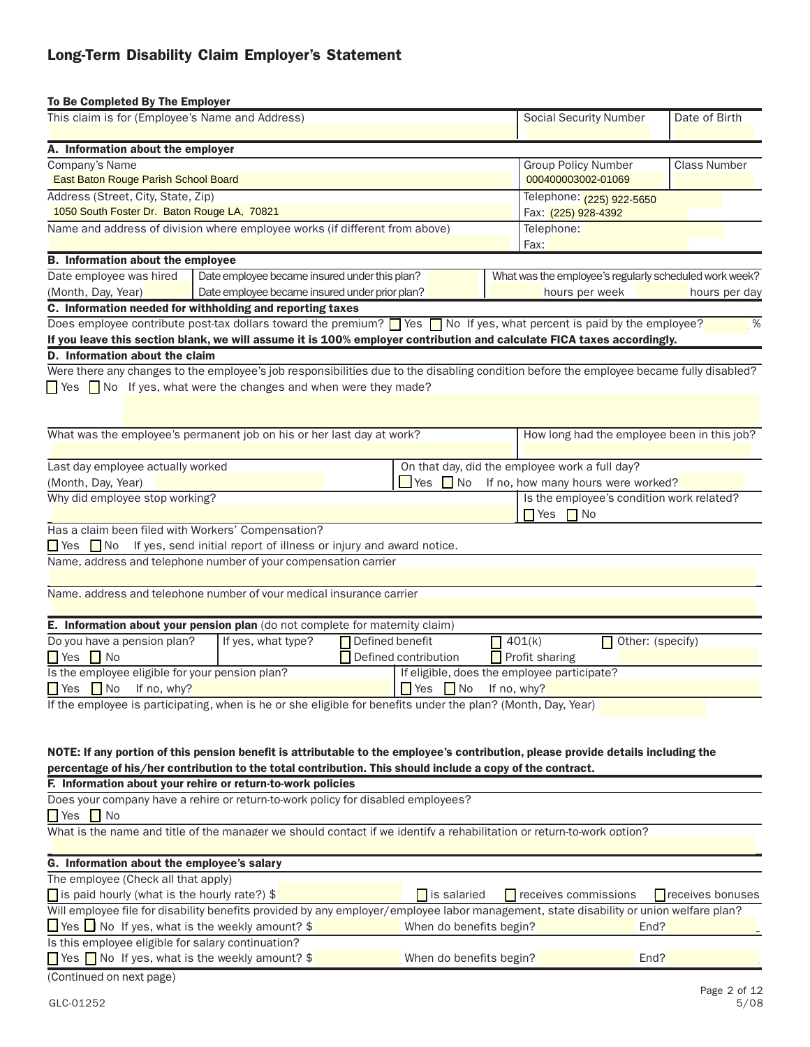# Long-Term Disability Claim Employer's Statement

**To Be Completed By The Employer**

| This claim is for (Employee's Name and Address) | Social Security Number | Date of Birth |
|---|---|---|
| | | |

### A. Information about the employer

| Company's Name | Group Policy Number | Class Number |
|---|---|---|
| East Baton Rouge Parish School Board | 000400003002-01069 | |

| Address (Street, City, State, Zip) | Telephone / Fax |
|---|---|
| 1050 South Foster Dr. Baton Rouge LA, 70821 | Telephone: (225) 922-5650<br>Fax: (225) 928-4392 |
| Name and address of division where employee works (if different from above) | Telephone:<br>Fax: |

### B. Information about the employee

| Date employee was hired (Month, Day, Year) | Date employee became insured under this plan?<br>Date employee became insured under prior plan? | What was the employee's regularly scheduled work week?<br>hours per week    hours per day |
|---|---|---|
| | | |

### C. Information needed for withholding and reporting taxes

Does employee contribute post-tax dollars toward the premium? ☐ Yes ☐ No If yes, what percent is paid by the employee? %

**If you leave this section blank, we will assume it is 100% employer contribution and calculate FICA taxes accordingly.**

### D. Information about the claim

Were there any changes to the employee's job responsibilities due to the disabling condition before the employee became fully disabled?
☐ Yes ☐ No If yes, what were the changes and when were they made?

What was the employee's permanent job on his or her last day at work?

How long had the employee been in this job?

Last day employee actually worked (Month, Day, Year)

On that day, did the employee work a full day? ☐ Yes ☐ No If no, how many hours were worked?

Why did employee stop working?

Is the employee's condition work related? ☐ Yes ☐ No

Has a claim been filed with Workers' Compensation?
☐ Yes ☐ No If yes, send initial report of illness or injury and award notice.

Name, address and telephone number of your compensation carrier

Name, address and telephone number of your medical insurance carrier

### E. Information about your pension plan (do not complete for maternity claim)

Do you have a pension plan? ☐ Yes ☐ No

If yes, what type? ☐ Defined benefit ☐ Defined contribution ☐ 401(k) ☐ Profit sharing ☐ Other: (specify)

Is the employee eligible for your pension plan? ☐ Yes ☐ No If no, why?

If eligible, does the employee participate? ☐ Yes ☐ No If no, why?

If the employee is participating, when is he or she eligible for benefits under the plan? (Month, Day, Year)

**NOTE: If any portion of this pension benefit is attributable to the employee's contribution, please provide details including the percentage of his/her contribution to the total contribution. This should include a copy of the contract.**

### F. Information about your rehire or return-to-work policies

Does your company have a rehire or return-to-work policy for disabled employees?
☐ Yes ☐ No

What is the name and title of the manager we should contact if we identify a rehabilitation or return-to-work option?

### G. Information about the employee's salary

The employee (Check all that apply)

☐ is paid hourly (what is the hourly rate?) $  ☐ is salaried ☐ receives commissions ☐ receives bonuses

Will employee file for disability benefits provided by any employer/employee labor management, state disability or union welfare plan?
☐ Yes ☐ No If yes, what is the weekly amount? $  When do benefits begin?  End?

Is this employee eligible for salary continuation?
☐ Yes ☐ No If yes, what is the weekly amount? $  When do benefits begin?  End?

(Continued on next page)

GLC-01252 5/08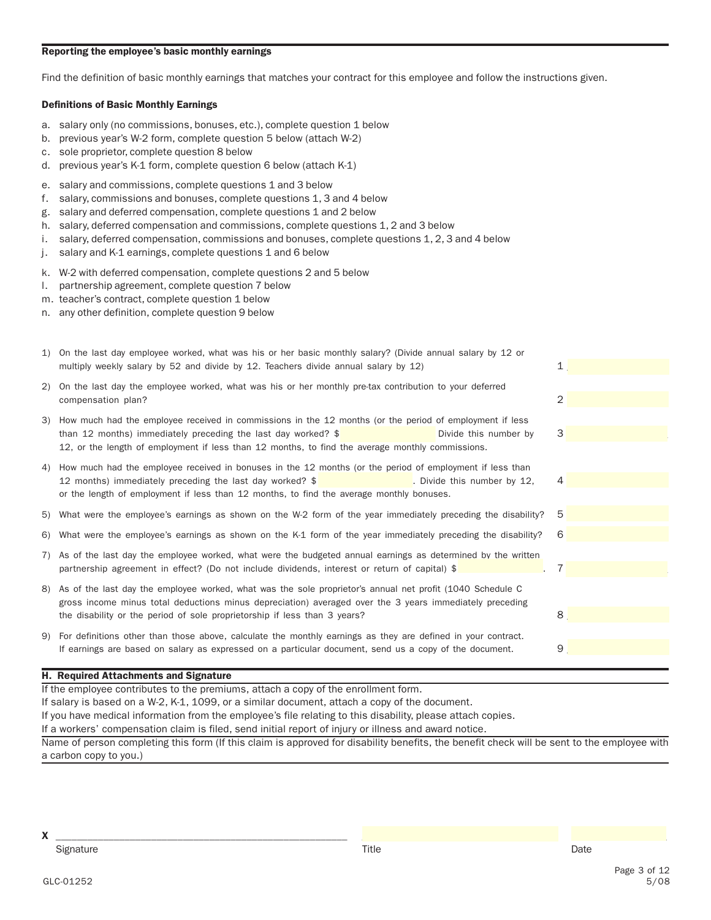**Reporting the employee's basic monthly earnings**

Find the definition of basic monthly earnings that matches your contract for this employee and follow the instructions given.

**Definitions of Basic Monthly Earnings**

a. salary only (no commissions, bonuses, etc.), complete question 1 below
b. previous year's W-2 form, complete question 5 below (attach W-2)
c. sole proprietor, complete question 8 below
d. previous year's K-1 form, complete question 6 below (attach K-1)

e. salary and commissions, complete questions 1 and 3 below
f. salary, commissions and bonuses, complete questions 1, 3 and 4 below
g. salary and deferred compensation, complete questions 1 and 2 below
h. salary, deferred compensation and commissions, complete questions 1, 2 and 3 below
i. salary, deferred compensation, commissions and bonuses, complete questions 1, 2, 3 and 4 below
j. salary and K-1 earnings, complete questions 1 and 6 below

k. W-2 with deferred compensation, complete questions 2 and 5 below
l. partnership agreement, complete question 7 below
m. teacher's contract, complete question 1 below
n. any other definition, complete question 9 below

1) On the last day employee worked, what was his or her basic monthly salary? (Divide annual salary by 12 or multiply weekly salary by 52 and divide by 12. Teachers divide annual salary by 12) 1 ________

2) On the last day the employee worked, what was his or her monthly pre-tax contribution to your deferred compensation plan? 2 ________

3) How much had the employee received in commissions in the 12 months (or the period of employment if less than 12 months) immediately preceding the last day worked? $ ________ Divide this number by 12, or the length of employment if less than 12 months, to find the average monthly commissions. 3 ________

4) How much had the employee received in bonuses in the 12 months (or the period of employment if less than 12 months) immediately preceding the last day worked? $ ________. Divide this number by 12, or the length of employment if less than 12 months, to find the average monthly bonuses. 4 ________

5) What were the employee's earnings as shown on the W-2 form of the year immediately preceding the disability? 5 ________

6) What were the employee's earnings as shown on the K-1 form of the year immediately preceding the disability? 6 ________

7) As of the last day the employee worked, what were the budgeted annual earnings as determined by the written partnership agreement in effect? (Do not include dividends, interest or return of capital) $ ________. 7 ________

8) As of the last day the employee worked, what was the sole proprietor's annual net profit (1040 Schedule C gross income minus total deductions minus depreciation) averaged over the 3 years immediately preceding the disability or the period of sole proprietorship if less than 3 years? 8 ________

9) For definitions other than those above, calculate the monthly earnings as they are defined in your contract. If earnings are based on salary as expressed on a particular document, send us a copy of the document. 9 ________

**H. Required Attachments and Signature**

If the employee contributes to the premiums, attach a copy of the enrollment form.
If salary is based on a W-2, K-1, 1099, or a similar document, attach a copy of the document.
If you have medical information from the employee's file relating to this disability, please attach copies.
If a workers' compensation claim is filed, send initial report of injury or illness and award notice.

Name of person completing this form (If this claim is approved for disability benefits, the benefit check will be sent to the employee with a carbon copy to you.)

X ________________________ ________________ ________
Signature Title Date

GLC-01252 5/08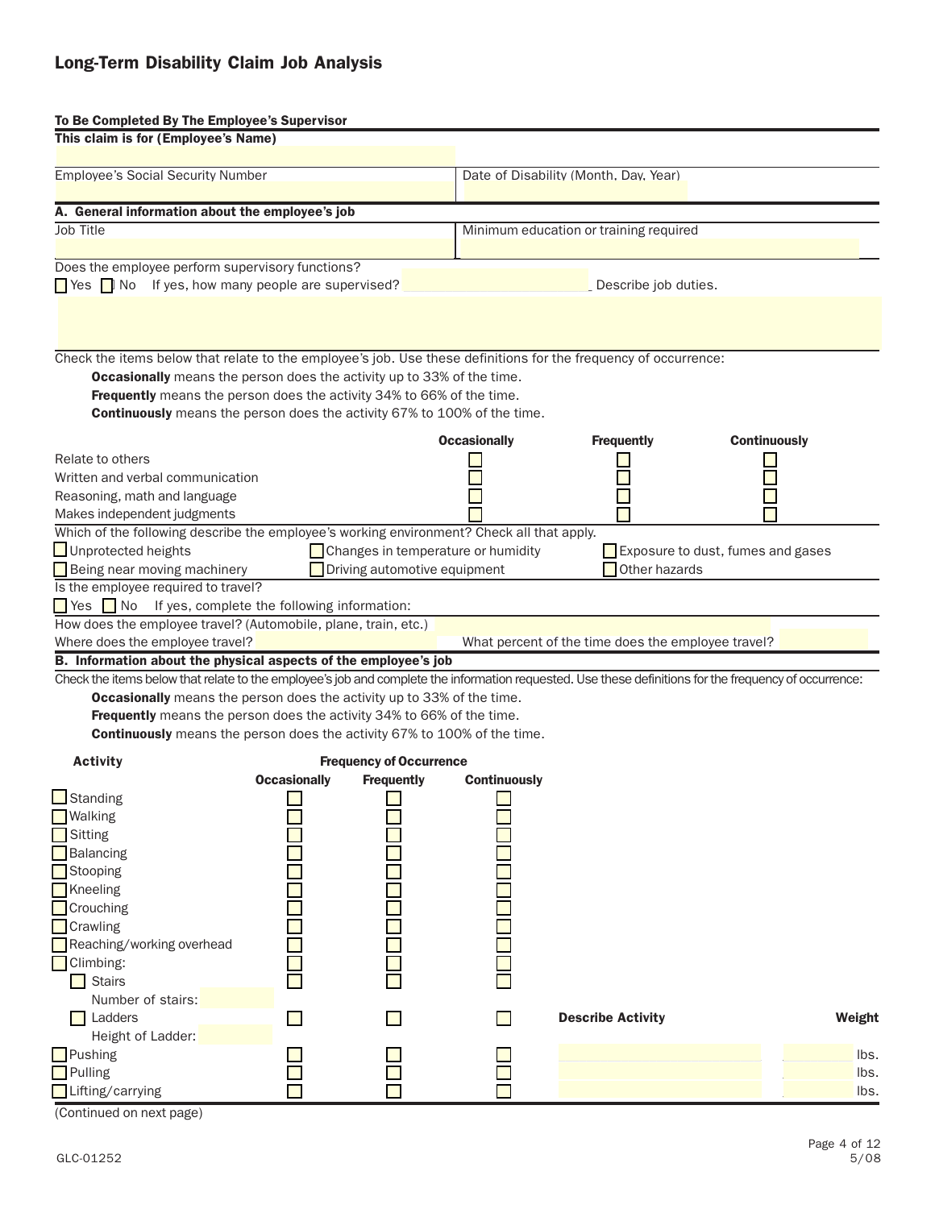# Long-Term Disability Claim Job Analysis

**To Be Completed By The Employee's Supervisor**

**This claim is for (Employee's Name)**

Employee's Social Security Number | Date of Disability (Month, Day, Year)

**A. General information about the employee's job**

Job Title | Minimum education or training required

Does the employee perform supervisory functions?

☐ Yes ☐ No If yes, how many people are supervised? \_\_\_\_\_\_ Describe job duties.

Check the items below that relate to the employee's job. Use these definitions for the frequency of occurrence:

**Occasionally** means the person does the activity up to 33% of the time.
**Frequently** means the person does the activity 34% to 66% of the time.
**Continuously** means the person does the activity 67% to 100% of the time.

| | Occasionally | Frequently | Continuously |
|---|---|---|---|
| Relate to others | ☐ | ☐ | ☐ |
| Written and verbal communication | ☐ | ☐ | ☐ |
| Reasoning, math and language | ☐ | ☐ | ☐ |
| Makes independent judgments | ☐ | ☐ | ☐ |

Which of the following describe the employee's working environment? Check all that apply.

☐ Unprotected heights ☐ Changes in temperature or humidity ☐ Exposure to dust, fumes and gases
☐ Being near moving machinery ☐ Driving automotive equipment ☐ Other hazards

Is the employee required to travel?

☐ Yes ☐ No If yes, complete the following information:

How does the employee travel? (Automobile, plane, train, etc.)

Where does the employee travel? | What percent of the time does the employee travel?

**B. Information about the physical aspects of the employee's job**

Check the items below that relate to the employee's job and complete the information requested. Use these definitions for the frequency of occurrence:

**Occasionally** means the person does the activity up to 33% of the time.
**Frequently** means the person does the activity 34% to 66% of the time.
**Continuously** means the person does the activity 67% to 100% of the time.

| Activity | Frequency of Occurrence | | | | |
|---|---|---|---|---|---|
| | Occasionally | Frequently | Continuously | Describe Activity | Weight |
| ☐ Standing | ☐ | ☐ | ☐ | | |
| ☐ Walking | ☐ | ☐ | ☐ | | |
| ☐ Sitting | ☐ | ☐ | ☐ | | |
| ☐ Balancing | ☐ | ☐ | ☐ | | |
| ☐ Stooping | ☐ | ☐ | ☐ | | |
| ☐ Kneeling | ☐ | ☐ | ☐ | | |
| ☐ Crouching | ☐ | ☐ | ☐ | | |
| ☐ Crawling | ☐ | ☐ | ☐ | | |
| ☐ Reaching/working overhead | ☐ | ☐ | ☐ | | |
| ☐ Climbing: | ☐ | ☐ | ☐ | | |
| ☐ Stairs | ☐ | ☐ | ☐ | | |
| Number of stairs: | | | | | |
| ☐ Ladders | ☐ | ☐ | ☐ | | |
| Height of Ladder: | | | | | |
| ☐ Pushing | ☐ | ☐ | ☐ | | lbs. |
| ☐ Pulling | ☐ | ☐ | ☐ | | lbs. |
| ☐ Lifting/carrying | ☐ | ☐ | ☐ | | lbs. |

(Continued on next page)

GLC-01252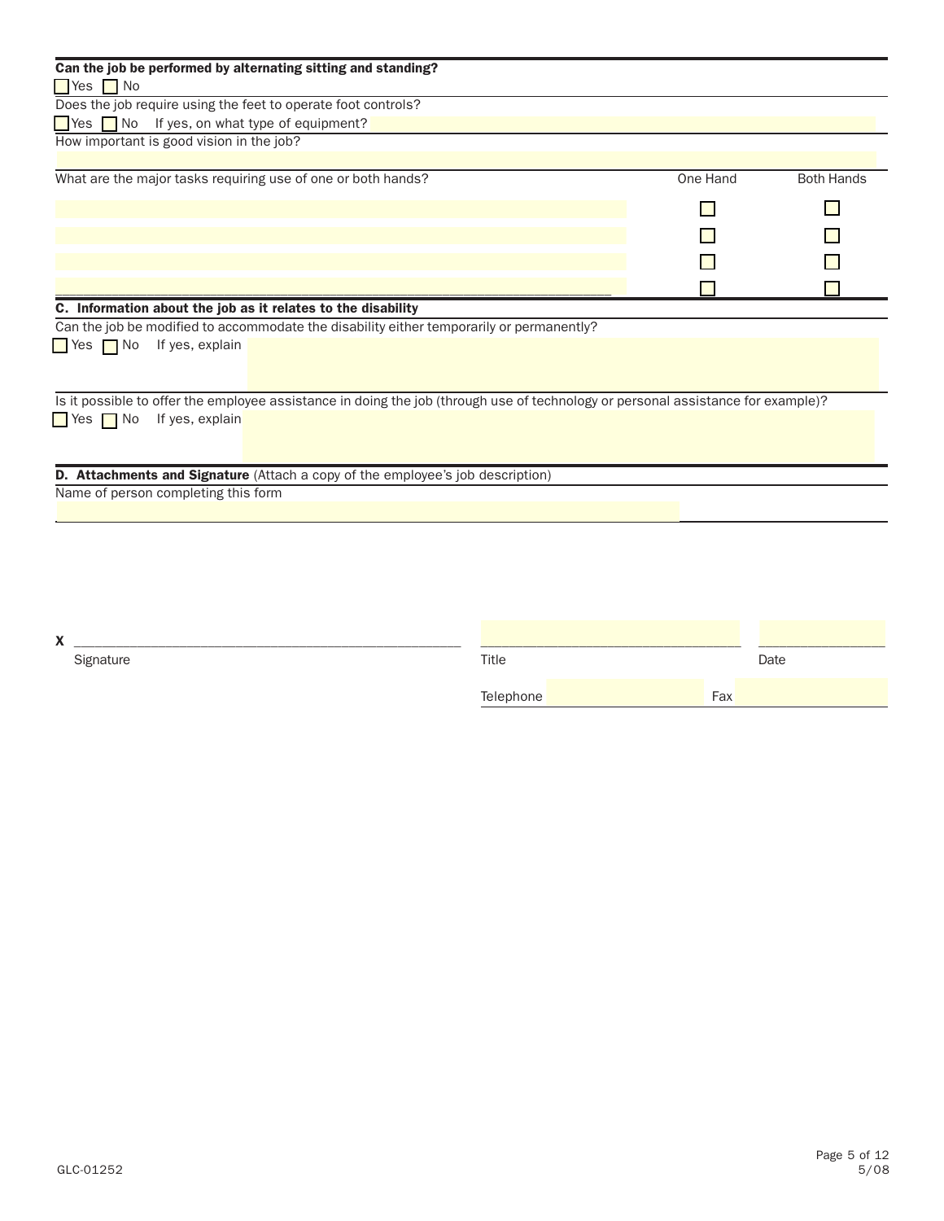**Can the job be performed by alternating sitting and standing?**

☐ Yes ☐ No

Does the job require using the feet to operate foot controls?

☐ Yes ☐ No If yes, on what type of equipment?

How important is good vision in the job?

| What are the major tasks requiring use of one or both hands? | One Hand | Both Hands |
|---|---|---|
| | ☐ | ☐ |
| | ☐ | ☐ |
| | ☐ | ☐ |
| | ☐ | ☐ |

## C. Information about the job as it relates to the disability

Can the job be modified to accommodate the disability either temporarily or permanently?

☐ Yes ☐ No If yes, explain

Is it possible to offer the employee assistance in doing the job (through use of technology or personal assistance for example)?

☐ Yes ☐ No If yes, explain

## D. Attachments and Signature (Attach a copy of the employee's job description)

Name of person completing this form

X ______________________________ ______________________________ ______________

Signature Title Date

Telephone Fax

GLC-01252 5/08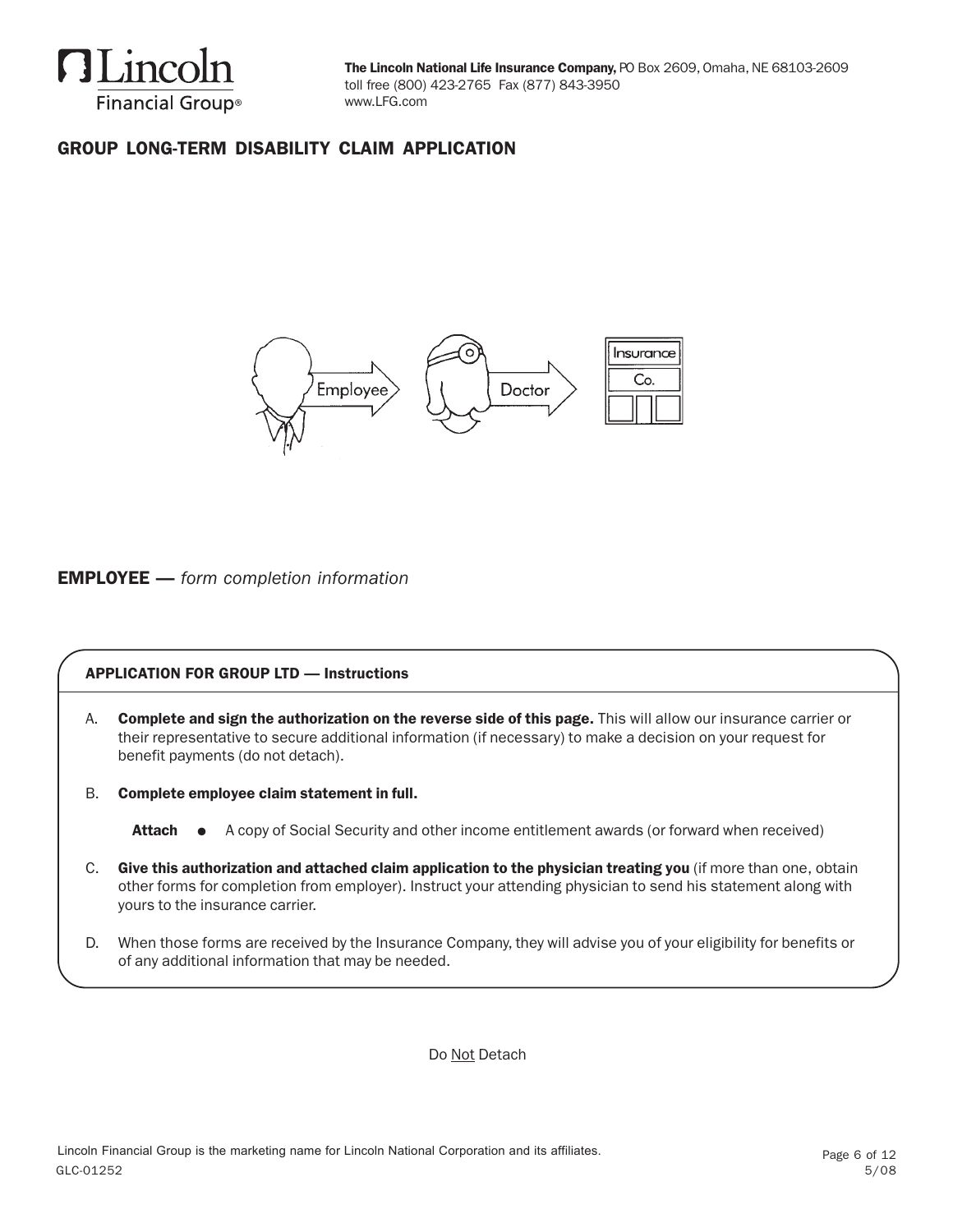The Lincoln National Life Insurance Company, PO Box 2609, Omaha, NE 68103-2609
toll free (800) 423-2765 Fax (877) 843-3950
www.LFG.com

# GROUP LONG-TERM DISABILITY CLAIM APPLICATION

## EMPLOYEE — *form completion information*

### APPLICATION FOR GROUP LTD — Instructions

A. **Complete and sign the authorization on the reverse side of this page.** This will allow our insurance carrier or their representative to secure additional information (if necessary) to make a decision on your request for benefit payments (do not detach).

B. **Complete employee claim statement in full.**

   **Attach** • A copy of Social Security and other income entitlement awards (or forward when received)

C. **Give this authorization and attached claim application to the physician treating you** (if more than one, obtain other forms for completion from employer). Instruct your attending physician to send his statement along with yours to the insurance carrier.

D. When those forms are received by the Insurance Company, they will advise you of your eligibility for benefits or of any additional information that may be needed.

Do Not Detach

Lincoln Financial Group is the marketing name for Lincoln National Corporation and its affiliates.
GLC-01252 5/08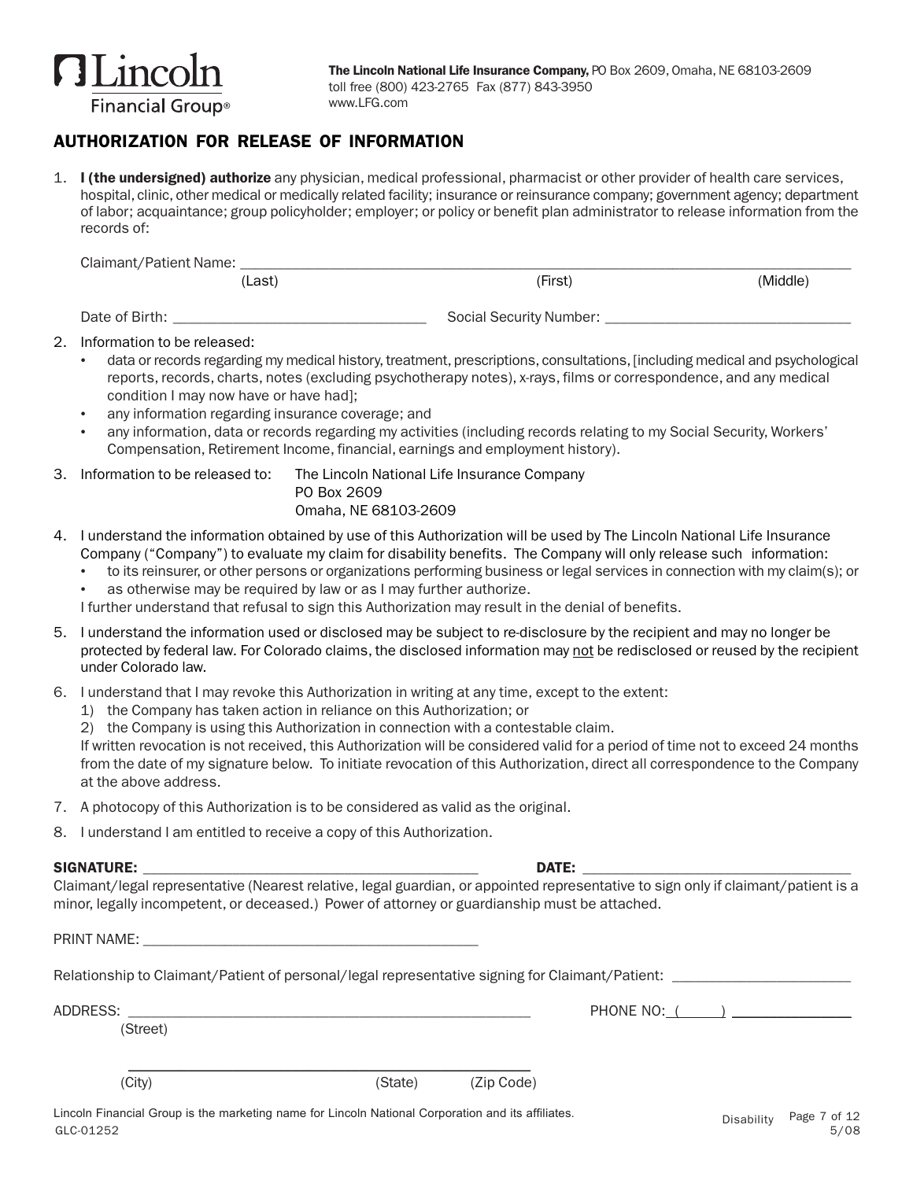Lincoln Financial Group®

**The Lincoln National Life Insurance Company,** PO Box 2609, Omaha, NE 68103-2609
toll free (800) 423-2765 Fax (877) 843-3950
www.LFG.com

## AUTHORIZATION FOR RELEASE OF INFORMATION

1. **I (the undersigned) authorize** any physician, medical professional, pharmacist or other provider of health care services, hospital, clinic, other medical or medically related facility; insurance or reinsurance company; government agency; department of labor; acquaintance; group policyholder; employer; or policy or benefit plan administrator to release information from the records of:

   Claimant/Patient Name: ______________________________________________
   (Last) (First) (Middle)

   Date of Birth: ______________________ Social Security Number: ______________________

2. Information to be released:
   - data or records regarding my medical history, treatment, prescriptions, consultations, [including medical and psychological reports, records, charts, notes (excluding psychotherapy notes), x-rays, films or correspondence, and any medical condition I may now have or have had];
   - any information regarding insurance coverage; and
   - any information, data or records regarding my activities (including records relating to my Social Security, Workers' Compensation, Retirement Income, financial, earnings and employment history).

3. Information to be released to: The Lincoln National Life Insurance Company
   PO Box 2609
   Omaha, NE 68103-2609

4. I understand the information obtained by use of this Authorization will be used by The Lincoln National Life Insurance Company ("Company") to evaluate my claim for disability benefits. The Company will only release such information:
   - to its reinsurer, or other persons or organizations performing business or legal services in connection with my claim(s); or
   - as otherwise may be required by law or as I may further authorize.

   I further understand that refusal to sign this Authorization may result in the denial of benefits.

5. I understand the information used or disclosed may be subject to re-disclosure by the recipient and may no longer be protected by federal law. For Colorado claims, the disclosed information may not be redisclosed or reused by the recipient under Colorado law.

6. I understand that I may revoke this Authorization in writing at any time, except to the extent:
   1) the Company has taken action in reliance on this Authorization; or
   2) the Company is using this Authorization in connection with a contestable claim.

   If written revocation is not received, this Authorization will be considered valid for a period of time not to exceed 24 months from the date of my signature below. To initiate revocation of this Authorization, direct all correspondence to the Company at the above address.

7. A photocopy of this Authorization is to be considered as valid as the original.

8. I understand I am entitled to receive a copy of this Authorization.

**SIGNATURE:** ______________________________ **DATE:** ______________________

Claimant/legal representative (Nearest relative, legal guardian, or appointed representative to sign only if claimant/patient is a minor, legally incompetent, or deceased.) Power of attorney or guardianship must be attached.

PRINT NAME: ______________________________

Relationship to Claimant/Patient of personal/legal representative signing for Claimant/Patient: ______________

ADDRESS: ______________________________ PHONE NO: ( ) ____________
(Street)

______________________________
(City) (State) (Zip Code)

Lincoln Financial Group is the marketing name for Lincoln National Corporation and its affiliates.
GLC-01252 Disability 5/08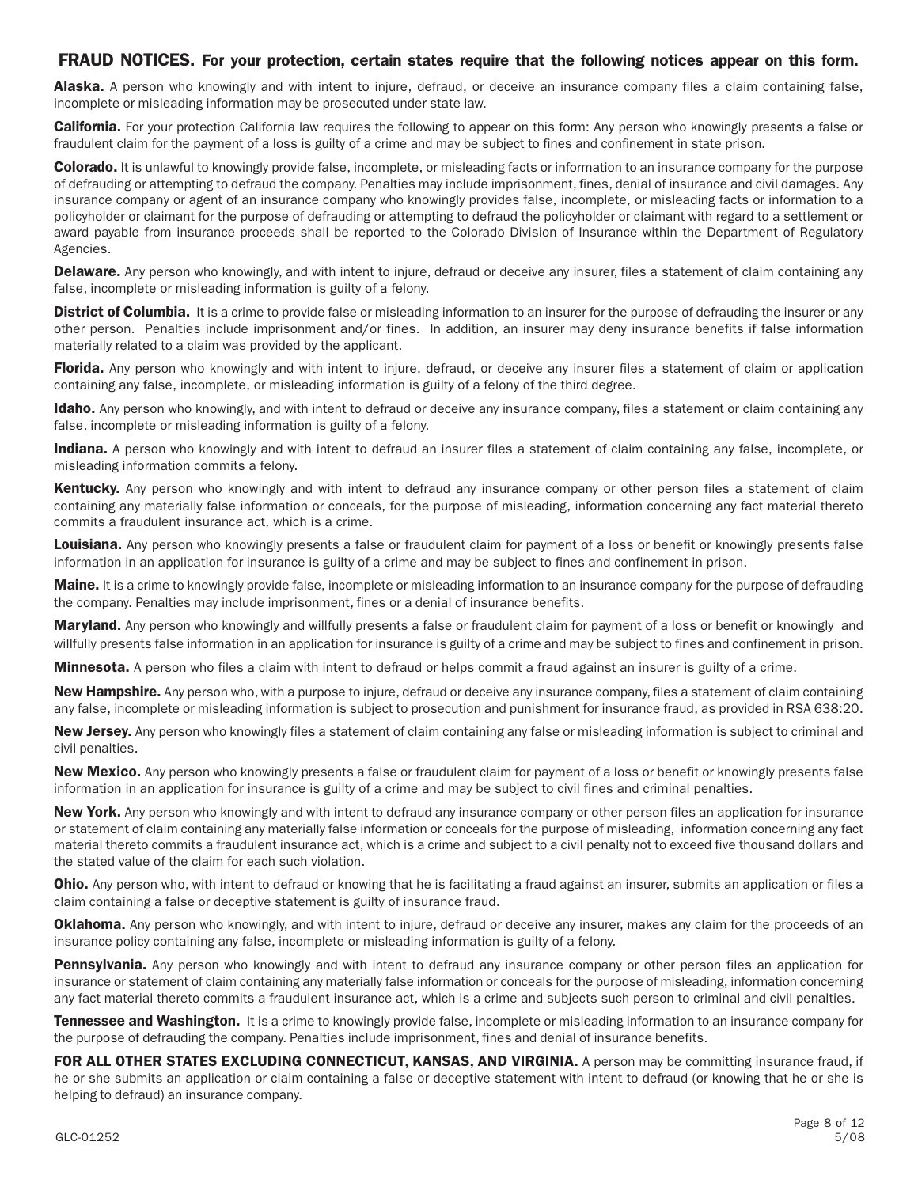## FRAUD NOTICES. For your protection, certain states require that the following notices appear on this form.

**Alaska.** A person who knowingly and with intent to injure, defraud, or deceive an insurance company files a claim containing false, incomplete or misleading information may be prosecuted under state law.

**California.** For your protection California law requires the following to appear on this form: Any person who knowingly presents a false or fraudulent claim for the payment of a loss is guilty of a crime and may be subject to fines and confinement in state prison.

**Colorado.** It is unlawful to knowingly provide false, incomplete, or misleading facts or information to an insurance company for the purpose of defrauding or attempting to defraud the company. Penalties may include imprisonment, fines, denial of insurance and civil damages. Any insurance company or agent of an insurance company who knowingly provides false, incomplete, or misleading facts or information to a policyholder or claimant for the purpose of defrauding or attempting to defraud the policyholder or claimant with regard to a settlement or award payable from insurance proceeds shall be reported to the Colorado Division of Insurance within the Department of Regulatory Agencies.

**Delaware.** Any person who knowingly, and with intent to injure, defraud or deceive any insurer, files a statement of claim containing any false, incomplete or misleading information is guilty of a felony.

**District of Columbia.** It is a crime to provide false or misleading information to an insurer for the purpose of defrauding the insurer or any other person. Penalties include imprisonment and/or fines. In addition, an insurer may deny insurance benefits if false information materially related to a claim was provided by the applicant.

**Florida.** Any person who knowingly and with intent to injure, defraud, or deceive any insurer files a statement of claim or application containing any false, incomplete, or misleading information is guilty of a felony of the third degree.

**Idaho.** Any person who knowingly, and with intent to defraud or deceive any insurance company, files a statement or claim containing any false, incomplete or misleading information is guilty of a felony.

**Indiana.** A person who knowingly and with intent to defraud an insurer files a statement of claim containing any false, incomplete, or misleading information commits a felony.

**Kentucky.** Any person who knowingly and with intent to defraud any insurance company or other person files a statement of claim containing any materially false information or conceals, for the purpose of misleading, information concerning any fact material thereto commits a fraudulent insurance act, which is a crime.

**Louisiana.** Any person who knowingly presents a false or fraudulent claim for payment of a loss or benefit or knowingly presents false information in an application for insurance is guilty of a crime and may be subject to fines and confinement in prison.

**Maine.** It is a crime to knowingly provide false, incomplete or misleading information to an insurance company for the purpose of defrauding the company. Penalties may include imprisonment, fines or a denial of insurance benefits.

**Maryland.** Any person who knowingly and willfully presents a false or fraudulent claim for payment of a loss or benefit or knowingly and willfully presents false information in an application for insurance is guilty of a crime and may be subject to fines and confinement in prison.

**Minnesota.** A person who files a claim with intent to defraud or helps commit a fraud against an insurer is guilty of a crime.

**New Hampshire.** Any person who, with a purpose to injure, defraud or deceive any insurance company, files a statement of claim containing any false, incomplete or misleading information is subject to prosecution and punishment for insurance fraud, as provided in RSA 638:20.

**New Jersey.** Any person who knowingly files a statement of claim containing any false or misleading information is subject to criminal and civil penalties.

**New Mexico.** Any person who knowingly presents a false or fraudulent claim for payment of a loss or benefit or knowingly presents false information in an application for insurance is guilty of a crime and may be subject to civil fines and criminal penalties.

**New York.** Any person who knowingly and with intent to defraud any insurance company or other person files an application for insurance or statement of claim containing any materially false information or conceals for the purpose of misleading, information concerning any fact material thereto commits a fraudulent insurance act, which is a crime and subject to a civil penalty not to exceed five thousand dollars and the stated value of the claim for each such violation.

**Ohio.** Any person who, with intent to defraud or knowing that he is facilitating a fraud against an insurer, submits an application or files a claim containing a false or deceptive statement is guilty of insurance fraud.

**Oklahoma.** Any person who knowingly, and with intent to injure, defraud or deceive any insurer, makes any claim for the proceeds of an insurance policy containing any false, incomplete or misleading information is guilty of a felony.

**Pennsylvania.** Any person who knowingly and with intent to defraud any insurance company or other person files an application for insurance or statement of claim containing any materially false information or conceals for the purpose of misleading, information concerning any fact material thereto commits a fraudulent insurance act, which is a crime and subjects such person to criminal and civil penalties.

**Tennessee and Washington.** It is a crime to knowingly provide false, incomplete or misleading information to an insurance company for the purpose of defrauding the company. Penalties include imprisonment, fines and denial of insurance benefits.

**FOR ALL OTHER STATES EXCLUDING CONNECTICUT, KANSAS, AND VIRGINIA.** A person may be committing insurance fraud, if he or she submits an application or claim containing a false or deceptive statement with intent to defraud (or knowing that he or she is helping to defraud) an insurance company.

GLC-01252 5/08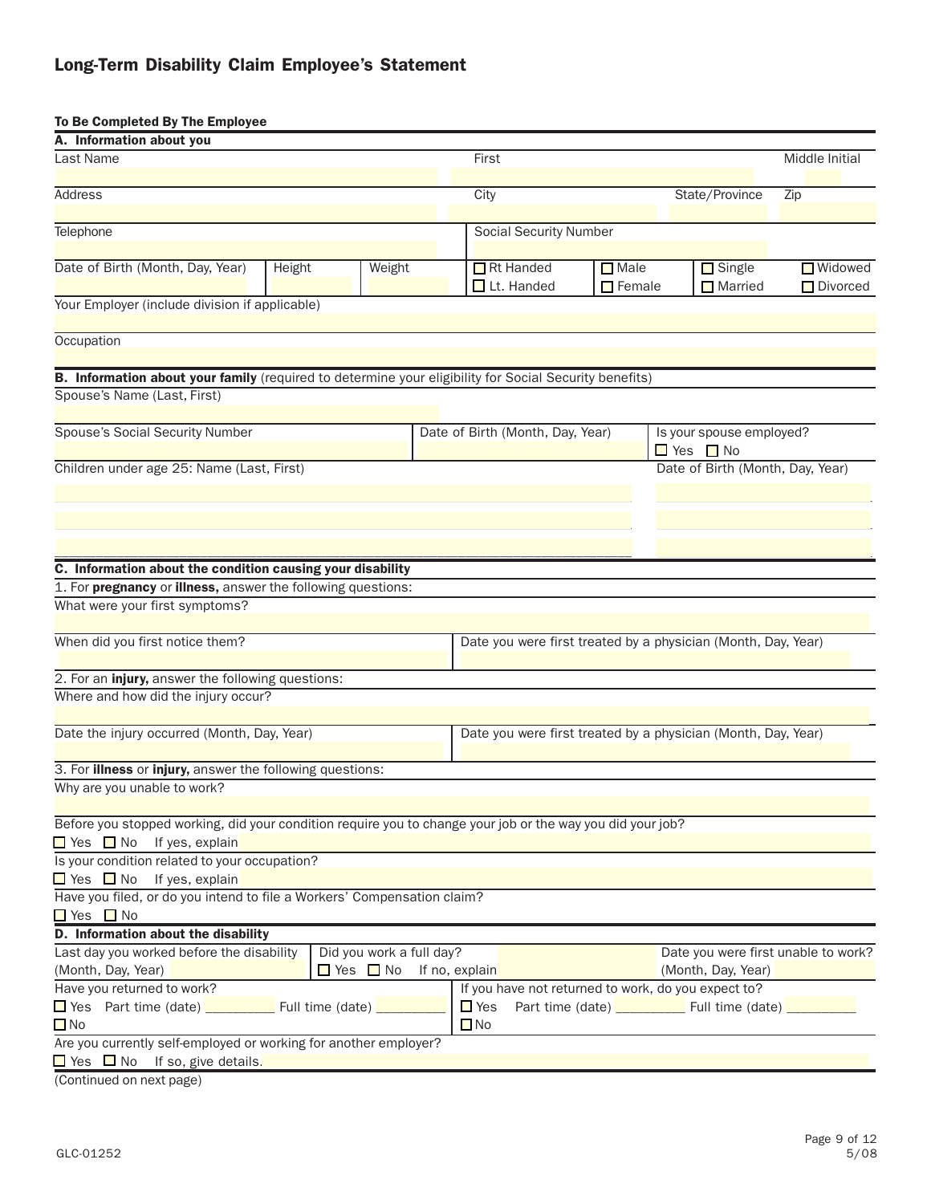# Long-Term Disability Claim Employee's Statement

**To Be Completed By The Employee**

## A. Information about you

| Last Name | First | Middle Initial |
|---|---|---|
| | | |

| Address | City | State/Province | Zip |
|---|---|---|---|
| | | | |

| Telephone | Social Security Number |
|---|---|
| | |

| Date of Birth (Month, Day, Year) | Height | Weight | ☐ Rt Handed ☐ Lt. Handed | ☐ Male ☐ Female | ☐ Single ☐ Married | ☐ Widowed ☐ Divorced |
|---|---|---|---|---|---|---|
| | | | | | | |

Your Employer (include division if applicable)

Occupation

## B. Information about your family (required to determine your eligibility for Social Security benefits)

Spouse's Name (Last, First)

| Spouse's Social Security Number | Date of Birth (Month, Day, Year) | Is your spouse employed? ☐ Yes ☐ No |
|---|---|---|
| | | |

| Children under age 25: Name (Last, First) | Date of Birth (Month, Day, Year) |
|---|---|
| | |
| | |
| | |

## C. Information about the condition causing your disability

1. For **pregnancy** or **illness,** answer the following questions:

What were your first symptoms?

| When did you first notice them? | Date you were first treated by a physician (Month, Day, Year) |
|---|---|
| | |

2. For an **injury,** answer the following questions:

Where and how did the injury occur?

| Date the injury occurred (Month, Day, Year) | Date you were first treated by a physician (Month, Day, Year) |
|---|---|
| | |

3. For **illness** or **injury,** answer the following questions:

Why are you unable to work?

Before you stopped working, did your condition require you to change your job or the way you did your job?
☐ Yes ☐ No If yes, explain

Is your condition related to your occupation?
☐ Yes ☐ No If yes, explain

Have you filed, or do you intend to file a Workers' Compensation claim?
☐ Yes ☐ No

## D. Information about the disability

| Last day you worked before the disability (Month, Day, Year) | Did you work a full day? ☐ Yes ☐ No If no, explain | Date you were first unable to work? (Month, Day, Year) |
|---|---|---|
| | | |

| Have you returned to work? | If you have not returned to work, do you expect to? |
|---|---|
| ☐ Yes Part time (date) \_\_\_\_\_\_\_\_\_ Full time (date) \_\_\_\_\_\_\_\_\_ | ☐ Yes Part time (date) \_\_\_\_\_\_\_\_\_ Full time (date) \_\_\_\_\_\_\_\_\_ |
| ☐ No | ☐ No |

Are you currently self-employed or working for another employer?
☐ Yes ☐ No If so, give details.

(Continued on next page)

GLC-01252 5/08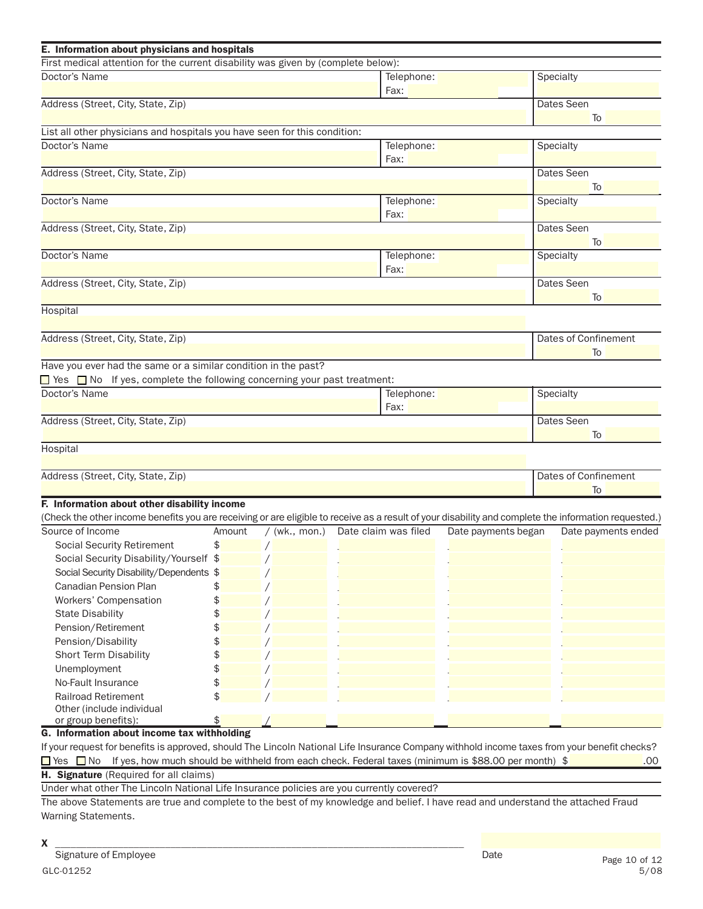**E. Information about physicians and hospitals**

First medical attention for the current disability was given by (complete below):

| Doctor's Name | Telephone: / Fax: | Specialty |
|---|---|---|
| | | |

| Address (Street, City, State, Zip) | Dates Seen |
|---|---|
| | To |

List all other physicians and hospitals you have seen for this condition:

| Doctor's Name | Telephone: / Fax: | Specialty |
|---|---|---|
| | | |

| Address (Street, City, State, Zip) | Dates Seen |
|---|---|
| | To |

| Doctor's Name | Telephone: / Fax: | Specialty |
|---|---|---|
| | | |

| Address (Street, City, State, Zip) | Dates Seen |
|---|---|
| | To |

| Doctor's Name | Telephone: / Fax: | Specialty |
|---|---|---|
| | | |

| Address (Street, City, State, Zip) | Dates Seen |
|---|---|
| | To |

Hospital

| Address (Street, City, State, Zip) | Dates of Confinement |
|---|---|
| | To |

Have you ever had the same or a similar condition in the past?

☐ Yes ☐ No If yes, complete the following concerning your past treatment:

| Doctor's Name | Telephone: / Fax: | Specialty |
|---|---|---|
| | | |

| Address (Street, City, State, Zip) | Dates Seen |
|---|---|
| | To |

Hospital

| Address (Street, City, State, Zip) | Dates of Confinement |
|---|---|
| | To |

**F. Information about other disability income**

(Check the other income benefits you are receiving or are eligible to receive as a result of your disability and complete the information requested.)

| Source of Income | Amount | / (wk., mon.) | Date claim was filed | Date payments began | Date payments ended |
|---|---|---|---|---|---|
| Social Security Retirement | $ | / | | | |
| Social Security Disability/Yourself | $ | / | | | |
| Social Security Disability/Dependents | $ | / | | | |
| Canadian Pension Plan | $ | / | | | |
| Workers' Compensation | $ | / | | | |
| State Disability | $ | / | | | |
| Pension/Retirement | $ | / | | | |
| Pension/Disability | $ | / | | | |
| Short Term Disability | $ | / | | | |
| Unemployment | $ | / | | | |
| No-Fault Insurance | $ | / | | | |
| Railroad Retirement | $ | / | | | |
| Other (include individual or group benefits): | $ | / | | | |

**G. Information about income tax withholding**

If your request for benefits is approved, should The Lincoln National Life Insurance Company withhold income taxes from your benefit checks?

☐ Yes ☐ No If yes, how much should be withheld from each check. Federal taxes (minimum is $88.00 per month) $ ______ .00

**H. Signature** (Required for all claims)

Under what other The Lincoln National Life Insurance policies are you currently covered?

The above Statements are true and complete to the best of my knowledge and belief. I have read and understand the attached Fraud Warning Statements.

**X** ______________________________________________

Signature of Employee                                                                 Date

GLC-01252 5/08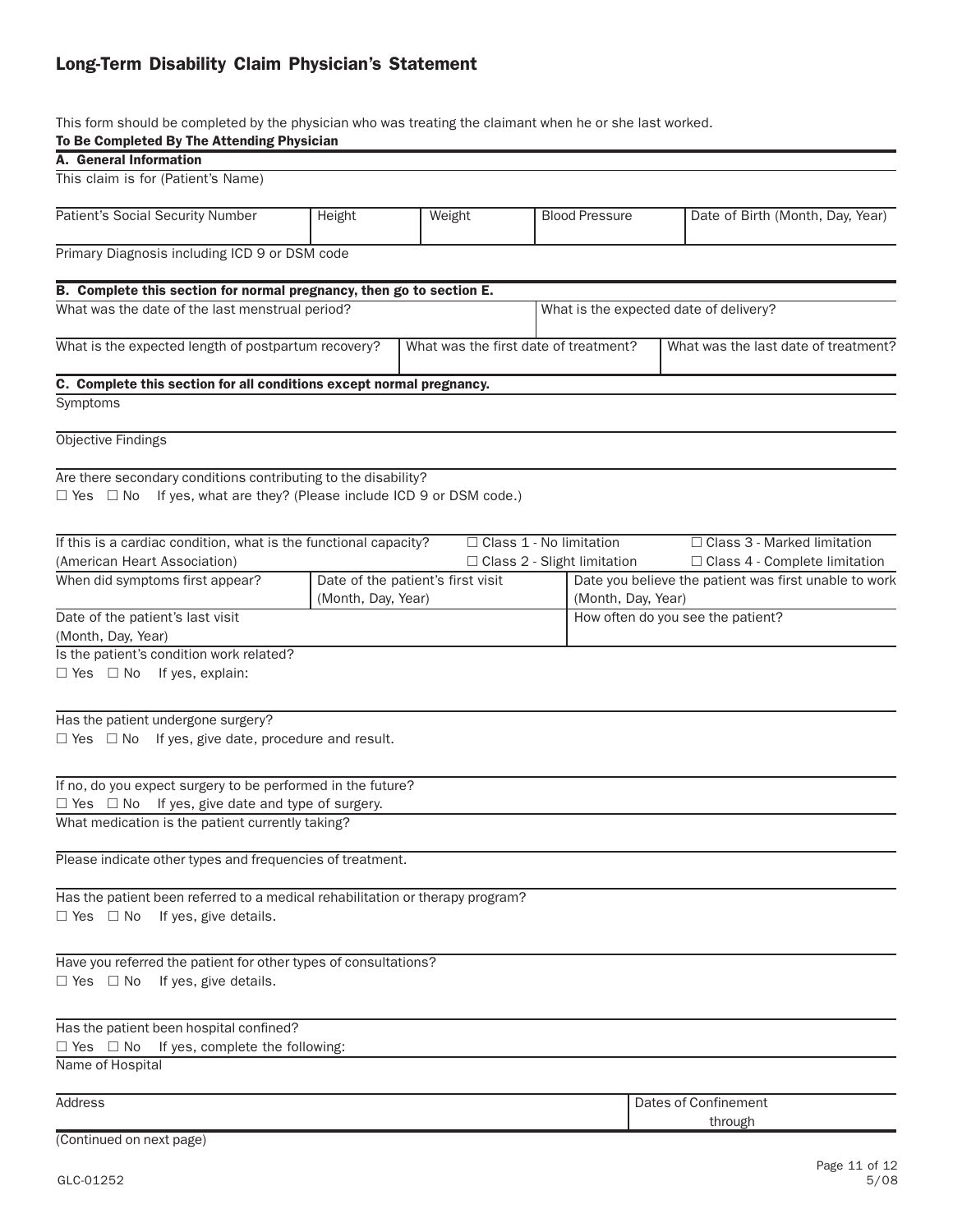## Long-Term Disability Claim Physician's Statement

This form should be completed by the physician who was treating the claimant when he or she last worked.

**To Be Completed By The Attending Physician**

**A. General Information**

This claim is for (Patient's Name)

| Patient's Social Security Number | Height | Weight | Blood Pressure | Date of Birth (Month, Day, Year) |
|---|---|---|---|---|
| | | | | |

Primary Diagnosis including ICD 9 or DSM code

**B. Complete this section for normal pregnancy, then go to section E.**

| What was the date of the last menstrual period? | What is the expected date of delivery? |
|---|---|
| | |

| What is the expected length of postpartum recovery? | What was the first date of treatment? | What was the last date of treatment? |
|---|---|---|
| | | |

**C. Complete this section for all conditions except normal pregnancy.**

Symptoms

Objective Findings

Are there secondary conditions contributing to the disability?
☐ Yes ☐ No If yes, what are they? (Please include ICD 9 or DSM code.)

If this is a cardiac condition, what is the functional capacity? (American Heart Association)
☐ Class 1 - No limitation ☐ Class 2 - Slight limitation ☐ Class 3 - Marked limitation ☐ Class 4 - Complete limitation

| When did symptoms first appear? | Date of the patient's first visit (Month, Day, Year) | Date you believe the patient was first unable to work (Month, Day, Year) |
|---|---|---|
| | | |

| Date of the patient's last visit (Month, Day, Year) | How often do you see the patient? |
|---|---|
| | |

Is the patient's condition work related?
☐ Yes ☐ No If yes, explain:

Has the patient undergone surgery?
☐ Yes ☐ No If yes, give date, procedure and result.

If no, do you expect surgery to be performed in the future?
☐ Yes ☐ No If yes, give date and type of surgery.

What medication is the patient currently taking?

Please indicate other types and frequencies of treatment.

Has the patient been referred to a medical rehabilitation or therapy program?
☐ Yes ☐ No If yes, give details.

Have you referred the patient for other types of consultations?
☐ Yes ☐ No If yes, give details.

Has the patient been hospital confined?
☐ Yes ☐ No If yes, complete the following:

Name of Hospital

| Address | Dates of Confinement through |
|---|---|
| | |

(Continued on next page)

GLC-01252 5/08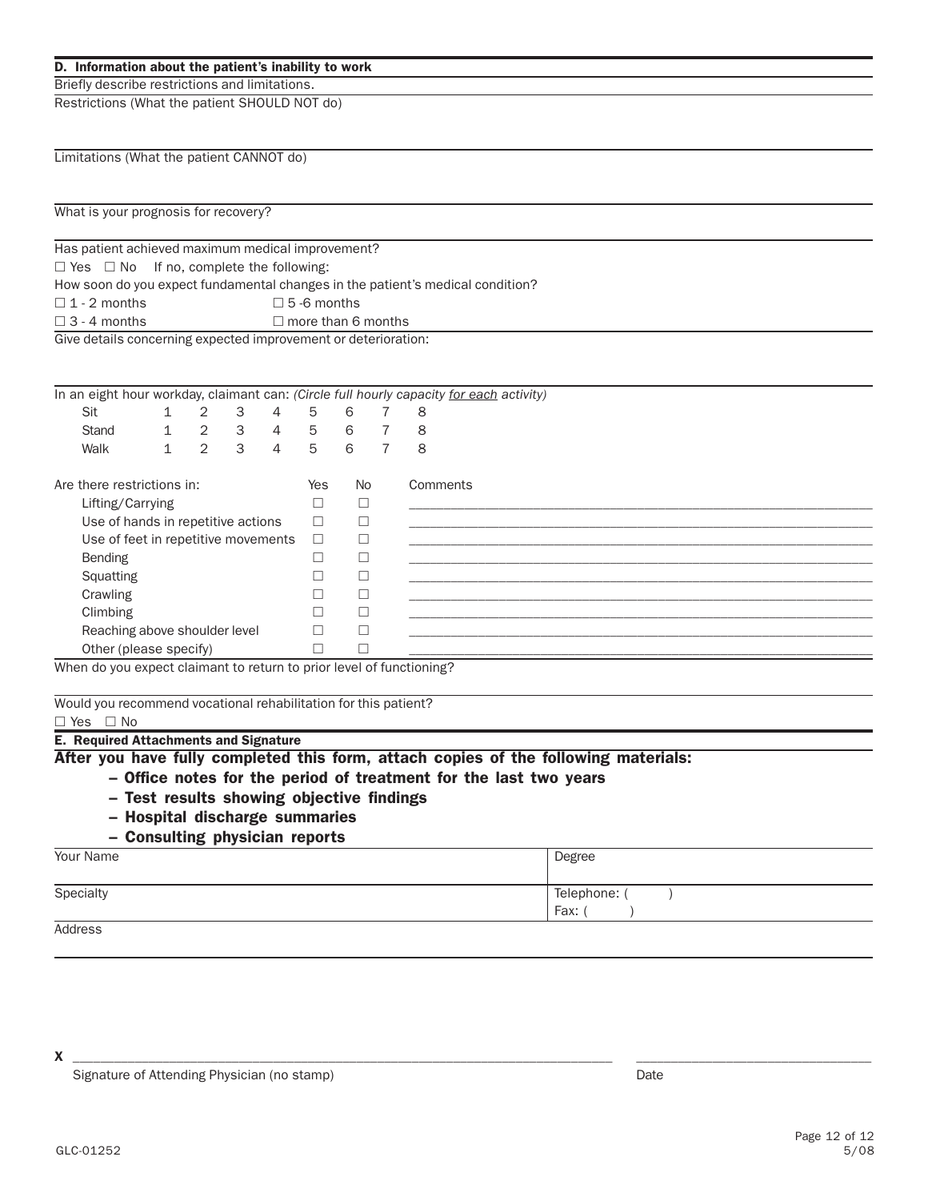## D. Information about the patient's inability to work

Briefly describe restrictions and limitations.

Restrictions (What the patient SHOULD NOT do)

Limitations (What the patient CANNOT do)

What is your prognosis for recovery?

Has patient achieved maximum medical improvement?

☐ Yes ☐ No If no, complete the following:

How soon do you expect fundamental changes in the patient's medical condition?

☐ 1 - 2 months ☐ 5 -6 months

☐ 3 - 4 months ☐ more than 6 months

Give details concerning expected improvement or deterioration:

In an eight hour workday, claimant can: *(Circle full hourly capacity for each activity)*

| | | | | | | | | |
|---|---|---|---|---|---|---|---|---|
| Sit | 1 | 2 | 3 | 4 | 5 | 6 | 7 | 8 |
| Stand | 1 | 2 | 3 | 4 | 5 | 6 | 7 | 8 |
| Walk | 1 | 2 | 3 | 4 | 5 | 6 | 7 | 8 |

| Are there restrictions in: | Yes | No | Comments |
|---|---|---|---|
| Lifting/Carrying | ☐ | ☐ | |
| Use of hands in repetitive actions | ☐ | ☐ | |
| Use of feet in repetitive movements | ☐ | ☐ | |
| Bending | ☐ | ☐ | |
| Squatting | ☐ | ☐ | |
| Crawling | ☐ | ☐ | |
| Climbing | ☐ | ☐ | |
| Reaching above shoulder level | ☐ | ☐ | |
| Other (please specify) | ☐ | ☐ | |

When do you expect claimant to return to prior level of functioning?

Would you recommend vocational rehabilitation for this patient?

☐ Yes ☐ No

## E. Required Attachments and Signature

**After you have fully completed this form, attach copies of the following materials:**

- **Office notes for the period of treatment for the last two years**
- **Test results showing objective findings**
- **Hospital discharge summaries**
- **Consulting physician reports**

| | |
|---|---|
| Your Name | Degree |
| Specialty | Telephone: ( )<br>Fax: ( ) |
| Address | |

X ______________________________ ______________

Signature of Attending Physician (no stamp) Date

GLC-01252 5/08